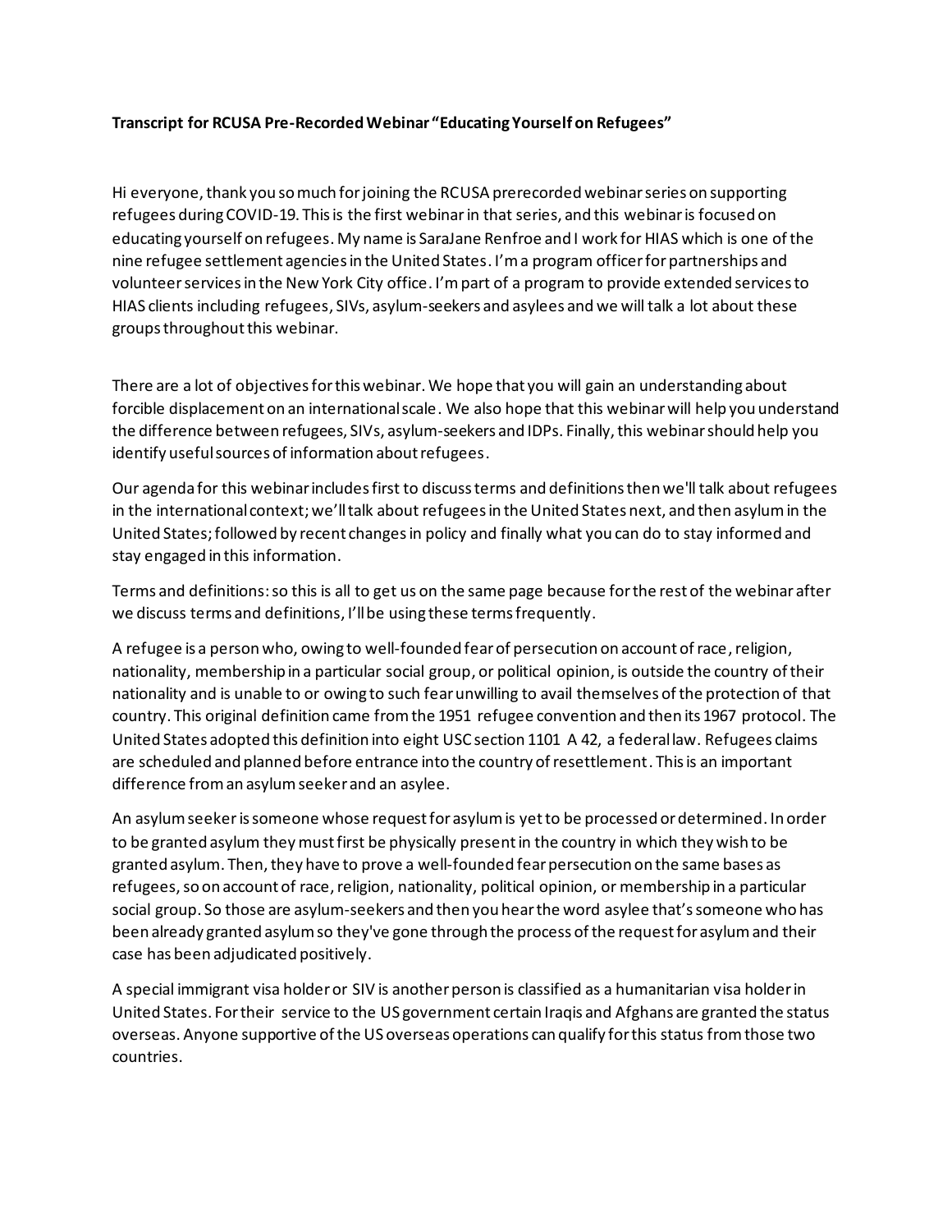**Transcript for RCUSA Pre-Recorded Webinar "Educating Yourself on Refugees"**

Hi everyone, thank you so much for joining the RCUSA prerecorded webinar series on supporting refugees during COVID-19. This is the first webinar in that series, and this webinar is focused on educating yourself on refugees. My name is SaraJane Renfroe and I work for HIAS which is one of the nine refugee settlement agencies in the United States. I'm a program officer for partnerships and volunteer services in the New York City office. I'm part of a program to provide extended services to HIAS clients including refugees, SIVs, asylum-seekers and asylees and we will talk a lot about these groups throughout this webinar.

There are a lot of objectives for this webinar. We hope that you will gain an understanding about forcible displacement on an international scale. We also hope that this webinar will help you understand the difference between refugees, SIVs, asylum-seekers and IDPs. Finally, this webinar should help you identify useful sources of information about refugees.

Our agenda for this webinar includes first to discuss terms and definitions then we'll talk about refugees in the international context; we'll talk about refugees in the United States next, and then asylum in the United States; followed by recent changes in policy and finally what you can do to stay informed and stay engaged in this information.

Terms and definitions: so this is all to get us on the same page because for the rest of the webinar after we discuss terms and definitions, I'll be using these terms frequently.

A refugee is a person who, owing to well-founded fear of persecution on account of race, religion, nationality, membership in a particular social group, or political opinion, is outside the country of their nationality and is unable to or owing to such fear unwilling to avail themselves of the protection of that country. This original definition came from the 1951 refugee convention and then its 1967 protocol. The United States adopted this definition into eight USC section 1101 A 42, a federal law. Refugees claims are scheduled and planned before entrance into the country of resettlement. This is an important difference from an asylum seeker and an asylee.

An asylum seeker is someone whose request for asylum is yet to be processed or determined. In order to be granted asylum they must first be physically present in the country in which they wish to be granted asylum. Then, they have to prove a well-founded fear persecution on the same bases as refugees, so on account of race, religion, nationality, political opinion, or membership in a particular social group. So those are asylum-seekers and then you hear the word asylee that's someone who has been already granted asylum so they've gone through the process of the request for asylum and their case has been adjudicated positively.

A special immigrant visa holder or SIV is another person is classified as a humanitarian visa holder in United States. For their service to the US government certain Iraqis and Afghans are granted the status overseas. Anyone supportive of the US overseas operations can qualify for this status from those two countries.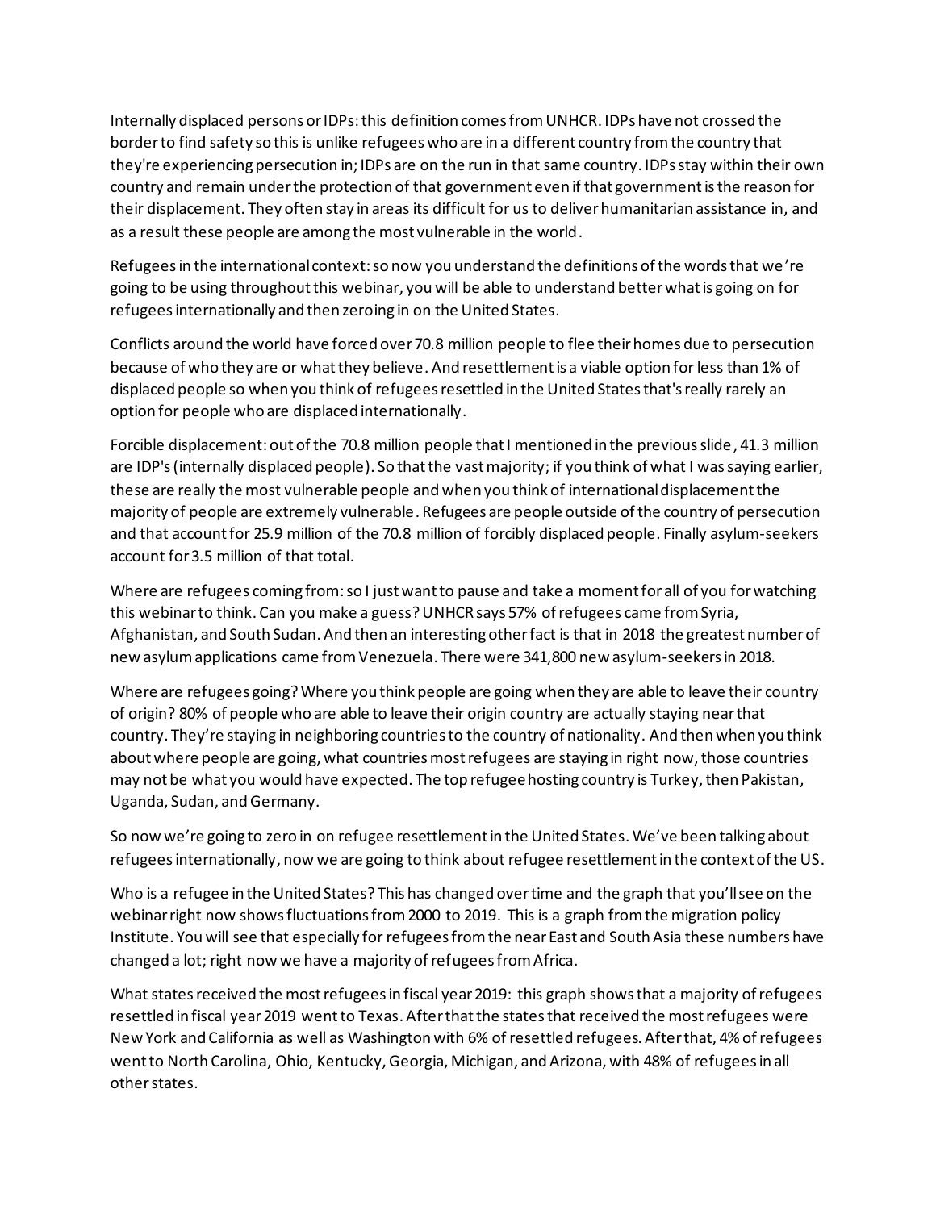Internally displaced persons or IDPs: this definition comes from UNHCR. IDPs have not crossed the border to find safety so this is unlike refugees who are in a different country from the country that they're experiencing persecution in; IDPs are on the run in that same country. IDPs stay within their own country and remain under the protection of that government even if that government is the reason for their displacement. They often stay in areas its difficult for us to deliver humanitarian assistance in, and as a result these people are among the most vulnerable in the world.

Refugees in the international context: so now you understand the definitions of the words that we're going to be using throughout this webinar, you will be able to understand better what is going on for refugees internationally and then zeroing in on the United States.

Conflicts around the world have forced over 70.8 million people to flee their homes due to persecution because of who they are or what they believe. And resettlement is a viable option for less than 1% of displaced people so when you think of refugees resettled in the United States that's really rarely an option for people who are displaced internationally.

Forcible displacement: out of the 70.8 million people that I mentioned in the previous slide, 41.3 million are IDP's (internally displaced people). So that the vast majority; if you think of what I was saying earlier, these are really the most vulnerable people and when you think of international displacement the majority of people are extremely vulnerable. Refugees are people outside of the country of persecution and that account for 25.9 million of the 70.8 million of forcibly displaced people. Finally asylum-seekers account for 3.5 million of that total.

Where are refugees coming from: so I just want to pause and take a moment for all of you for watching this webinar to think. Can you make a guess? UNHCR says 57% of refugees came from Syria, Afghanistan, and South Sudan. And then an interesting other fact is that in 2018 the greatest number of new asylum applications came from Venezuela. There were 341,800 new asylum-seekers in 2018.

Where are refugees going? Where you think people are going when they are able to leave their country of origin? 80% of people who are able to leave their origin country are actually staying near that country. They're staying in neighboring countries to the country of nationality. And then when you think about where people are going, what countries most refugees are staying in right now, those countries may not be what you would have expected. The top refugee hosting country is Turkey, then Pakistan, Uganda, Sudan, and Germany.

So now we're going to zero in on refugee resettlement in the United States. We've been talking about refugees internationally, now we are going to think about refugee resettlement in the context of the US.

Who is a refugee in the United States? This has changed over time and the graph that you'll see on the webinar right now shows fluctuations from 2000 to 2019. This is a graph from the migration policy Institute. You will see that especially for refugees from the near East and South Asia these numbers have changed a lot; right now we have a majority of refugees from Africa.

What states received the most refugees in fiscal year 2019: this graph shows that a majority of refugees resettled in fiscal year 2019 went to Texas. After that the states that received the most refugees were New York and California as well as Washington with 6% of resettled refugees. After that, 4% of refugees went to North Carolina, Ohio, Kentucky, Georgia, Michigan, and Arizona, with 48% of refugees in all other states.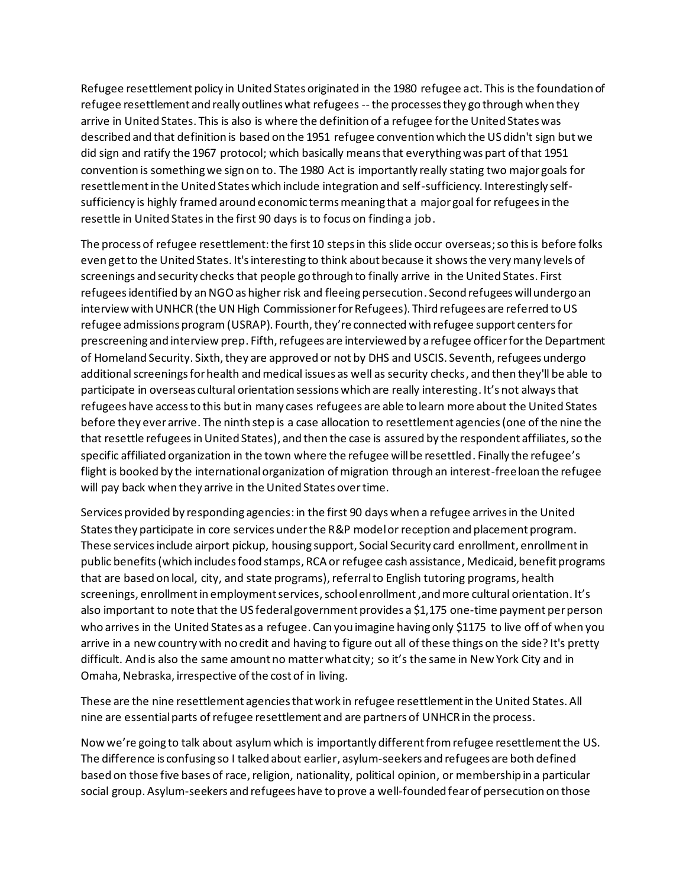Refugee resettlement policy in United States originated in the 1980 refugee act. This is the foundation of refugee resettlement and really outlines what refugees -- the processes they go through when they arrive in United States. This is also is where the definition of a refugee for the United States was described and that definition is based on the 1951 refugee convention which the US didn't sign but we did sign and ratify the 1967 protocol; which basically means that everything was part of that 1951 convention is something we sign on to. The 1980 Act is importantly really stating two major goals for resettlement in the United States which include integration and self-sufficiency. Interestingly self-sufficiency is highly framed around economic terms meaning that a major goal for refugees in the resettle in United States in the first 90 days is to focus on finding a job.

The process of refugee resettlement: the first 10 steps in this slide occur overseas; so this is before folks even get to the United States. It's interesting to think about because it shows the very many levels of screenings and security checks that people go through to finally arrive in the United States. First refugees identified by an NGO as higher risk and fleeing persecution. Second refugees will undergo an interview with UNHCR (the UN High Commissioner for Refugees). Third refugees are referred to US refugee admissions program (USRAP). Fourth, they're connected with refugee support centers for prescreening and interview prep. Fifth, refugees are interviewed by a refugee officer for the Department of Homeland Security. Sixth, they are approved or not by DHS and USCIS. Seventh, refugees undergo additional screenings for health and medical issues as well as security checks, and then they'll be able to participate in overseas cultural orientation sessions which are really interesting. It's not always that refugees have access to this but in many cases refugees are able to learn more about the United States before they ever arrive. The ninth step is a case allocation to resettlement agencies (one of the nine the that resettle refugees in United States), and then the case is assured by the respondent affiliates, so the specific affiliated organization in the town where the refugee will be resettled. Finally the refugee's flight is booked by the international organization of migration through an interest-free loan the refugee will pay back when they arrive in the United States over time.

Services provided by responding agencies: in the first 90 days when a refugee arrives in the United States they participate in core services under the R&P model or reception and placement program. These services include airport pickup, housing support, Social Security card enrollment, enrollment in public benefits (which includes food stamps, RCA or refugee cash assistance, Medicaid, benefit programs that are based on local, city, and state programs), referral to English tutoring programs, health screenings, enrollment in employment services, school enrollment ,and more cultural orientation. It's also important to note that the US federal government provides a $1,175 one-time payment per person who arrives in the United States as a refugee. Can you imagine having only $1175 to live off of when you arrive in a new country with no credit and having to figure out all of these things on the side? It's pretty difficult. And is also the same amount no matter what city; so it's the same in New York City and in Omaha, Nebraska, irrespective of the cost of in living.

These are the nine resettlement agencies that work in refugee resettlement in the United States. All nine are essential parts of refugee resettlement and are partners of UNHCR in the process.

Now we're going to talk about asylum which is importantly different from refugee resettlement the US. The difference is confusing so I talked about earlier, asylum-seekers and refugees are both defined based on those five bases of race, religion, nationality, political opinion, or membership in a particular social group. Asylum-seekers and refugees have to prove a well-founded fear of persecution on those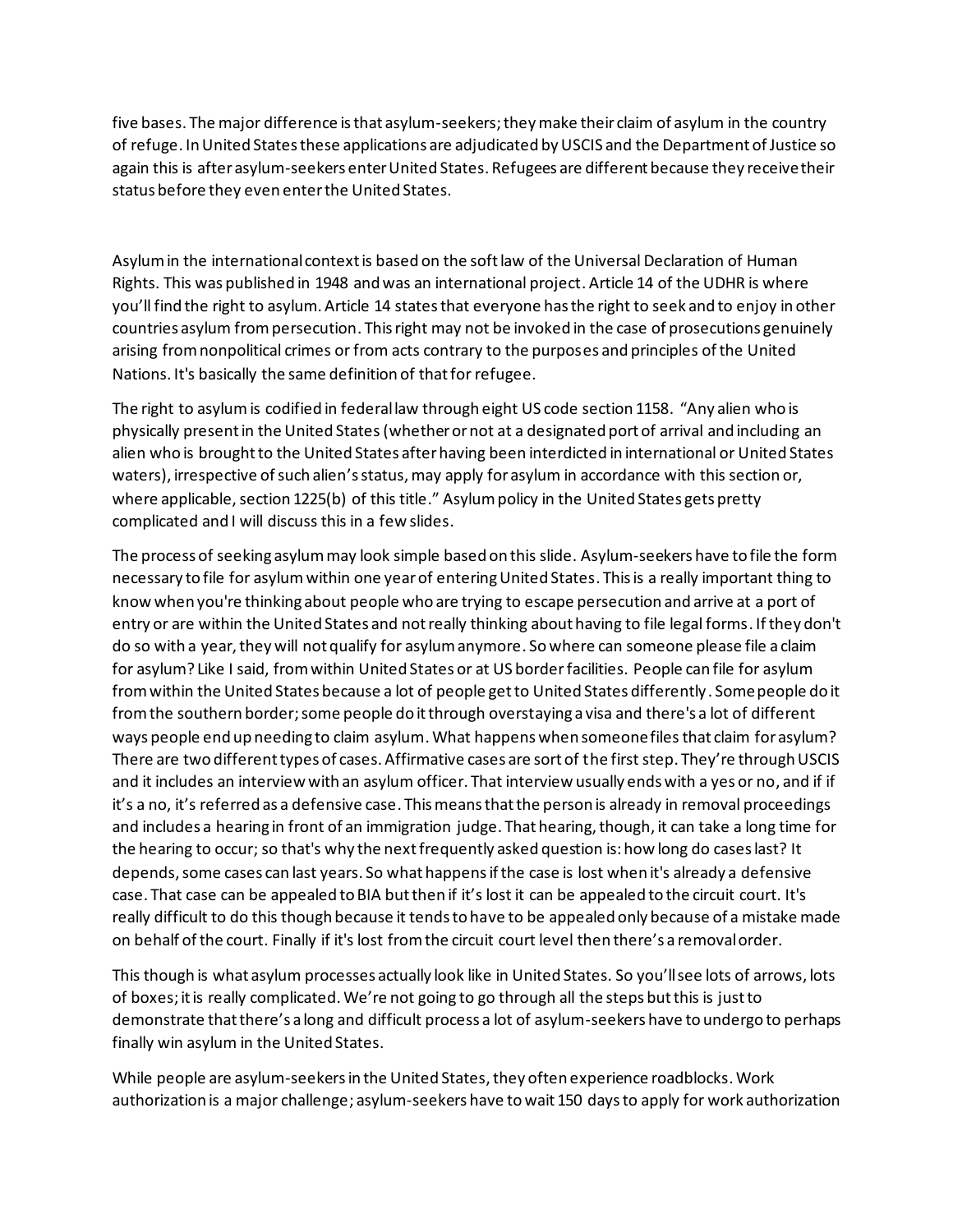five bases. The major difference is that asylum-seekers; they make their claim of asylum in the country of refuge. In United States these applications are adjudicated by USCIS and the Department of Justice so again this is after asylum-seekers enter United States. Refugees are different because they receive their status before they even enter the United States.

Asylum in the international context is based on the soft law of the Universal Declaration of Human Rights. This was published in 1948 and was an international project. Article 14 of the UDHR is where you'll find the right to asylum. Article 14 states that everyone has the right to seek and to enjoy in other countries asylum from persecution. This right may not be invoked in the case of prosecutions genuinely arising from nonpolitical crimes or from acts contrary to the purposes and principles of the United Nations. It's basically the same definition of that for refugee.

The right to asylum is codified in federal law through eight US code section 1158. "Any alien who is physically present in the United States (whether or not at a designated port of arrival and including an alien who is brought to the United States after having been interdicted in international or United States waters), irrespective of such alien's status, may apply for asylum in accordance with this section or, where applicable, section 1225(b) of this title." Asylum policy in the United States gets pretty complicated and I will discuss this in a few slides.

The process of seeking asylum may look simple based on this slide. Asylum-seekers have to file the form necessary to file for asylum within one year of entering United States. This is a really important thing to know when you're thinking about people who are trying to escape persecution and arrive at a port of entry or are within the United States and not really thinking about having to file legal forms. If they don't do so with a year, they will not qualify for asylum anymore. So where can someone please file a claim for asylum? Like I said, from within United States or at US border facilities. People can file for asylum from within the United States because a lot of people get to United States differently. Some people do it from the southern border; some people do it through overstaying a visa and there's a lot of different ways people end up needing to claim asylum. What happens when someone files that claim for asylum? There are two different types of cases. Affirmative cases are sort of the first step. They're through USCIS and it includes an interview with an asylum officer. That interview usually ends with a yes or no, and if if it's a no, it's referred as a defensive case. This means that the person is already in removal proceedings and includes a hearing in front of an immigration judge. That hearing, though, it can take a long time for the hearing to occur; so that's why the next frequently asked question is: how long do cases last? It depends, some cases can last years. So what happens if the case is lost when it's already a defensive case. That case can be appealed to BIA but then if it's lost it can be appealed to the circuit court. It's really difficult to do this though because it tends to have to be appealed only because of a mistake made on behalf of the court. Finally if it's lost from the circuit court level then there's a removal order.

This though is what asylum processes actually look like in United States. So you'll see lots of arrows, lots of boxes; it is really complicated. We're not going to go through all the steps but this is just to demonstrate that there's a long and difficult process a lot of asylum-seekers have to undergo to perhaps finally win asylum in the United States.

While people are asylum-seekers in the United States, they often experience roadblocks. Work authorization is a major challenge; asylum-seekers have to wait 150 days to apply for work authorization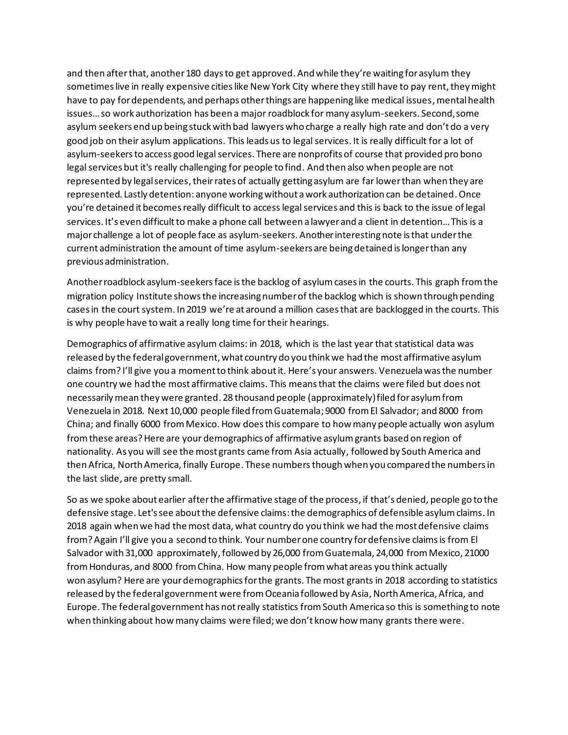and then after that, another 180 days to get approved. And while they're waiting for asylum they sometimes live in really expensive cities like New York City where they still have to pay rent, they might have to pay for dependents, and perhaps other things are happening like medical issues, mental health issues… so work authorization has been a major roadblock for many asylum-seekers. Second, some asylum seekers end up being stuck with bad lawyers who charge a really high rate and don't do a very good job on their asylum applications. This leads us to legal services. It is really difficult for a lot of asylum-seekers to access good legal services. There are nonprofits of course that provided pro bono legal services but it's really challenging for people to find. And then also when people are not represented by legal services, their rates of actually getting asylum are far lower than when they are represented. Lastly detention: anyone working without a work authorization can be detained. Once you're detained it becomes really difficult to access legal services and this is back to the issue of legal services. It's even difficult to make a phone call between a lawyer and a client in detention… This is a major challenge a lot of people face as asylum-seekers. Another interesting note is that under the current administration the amount of time asylum-seekers are being detained is longer than any previous administration.

Another roadblock asylum-seekers face is the backlog of asylum cases in the courts. This graph from the migration policy Institute shows the increasing number of the backlog which is shown through pending cases in the court system. In 2019 we're at around a million cases that are backlogged in the courts. This is why people have to wait a really long time for their hearings.

Demographics of affirmative asylum claims: in 2018, which is the last year that statistical data was released by the federal government, what country do you think we had the most affirmative asylum claims from? I'll give you a moment to think about it. Here's your answers. Venezuela was the number one country we had the most affirmative claims. This means that the claims were filed but does not necessarily mean they were granted. 28 thousand people (approximately) filed for asylum from Venezuela in 2018. Next 10,000 people filed from Guatemala; 9000 from El Salvador; and 8000 from China; and finally 6000 from Mexico. How does this compare to how many people actually won asylum from these areas? Here are your demographics of affirmative asylum grants based on region of nationality. As you will see the most grants came from Asia actually, followed by South America and then Africa, North America, finally Europe. These numbers though when you compared the numbers in the last slide, are pretty small.

So as we spoke about earlier after the affirmative stage of the process, if that's denied, people go to the defensive stage. Let's see about the defensive claims: the demographics of defensible asylum claims. In 2018 again when we had the most data, what country do you think we had the most defensive claims from? Again I'll give you a second to think. Your number one country for defensive claims is from El Salvador with 31,000 approximately, followed by 26,000 from Guatemala, 24,000 from Mexico, 21000 from Honduras, and 8000 from China. How many people from what areas you think actually won asylum? Here are your demographics for the grants. The most grants in 2018 according to statistics released by the federal government were from Oceania followed by Asia, North America, Africa, and Europe. The federal government has not really statistics from South America so this is something to note when thinking about how many claims were filed; we don't know how many grants there were.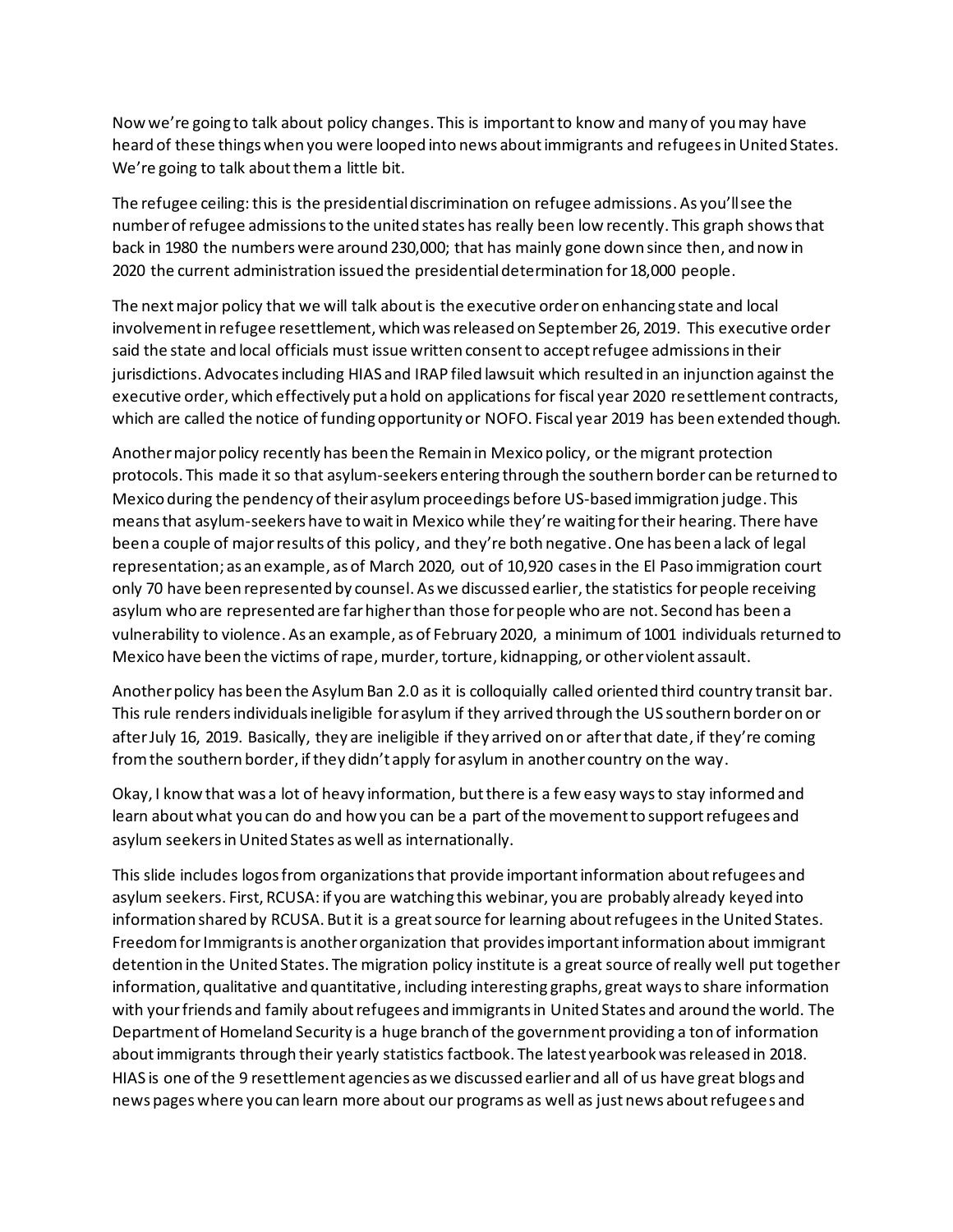Now we're going to talk about policy changes. This is important to know and many of you may have heard of these things when you were looped into news about immigrants and refugees in United States. We're going to talk about them a little bit.

The refugee ceiling: this is the presidential discrimination on refugee admissions. As you'll see the number of refugee admissions to the united states has really been low recently. This graph shows that back in 1980 the numbers were around 230,000; that has mainly gone down since then, and now in 2020 the current administration issued the presidential determination for 18,000 people.

The next major policy that we will talk about is the executive order on enhancing state and local involvement in refugee resettlement, which was released on September 26, 2019. This executive order said the state and local officials must issue written consent to accept refugee admissions in their jurisdictions. Advocates including HIAS and IRAP filed lawsuit which resulted in an injunction against the executive order, which effectively put a hold on applications for fiscal year 2020 resettlement contracts, which are called the notice of funding opportunity or NOFO. Fiscal year 2019 has been extended though.

Another major policy recently has been the Remain in Mexico policy, or the migrant protection protocols. This made it so that asylum-seekers entering through the southern border can be returned to Mexico during the pendency of their asylum proceedings before US-based immigration judge. This means that asylum-seekers have to wait in Mexico while they're waiting for their hearing. There have been a couple of major results of this policy, and they're both negative. One has been a lack of legal representation; as an example, as of March 2020, out of 10,920 cases in the El Paso immigration court only 70 have been represented by counsel. As we discussed earlier, the statistics for people receiving asylum who are represented are far higher than those for people who are not. Second has been a vulnerability to violence. As an example, as of February 2020, a minimum of 1001 individuals returned to Mexico have been the victims of rape, murder, torture, kidnapping, or other violent assault.

Another policy has been the Asylum Ban 2.0 as it is colloquially called oriented third country transit bar. This rule renders individuals ineligible for asylum if they arrived through the US southern border on or after July 16, 2019. Basically, they are ineligible if they arrived on or after that date, if they're coming from the southern border, if they didn't apply for asylum in another country on the way.

Okay, I know that was a lot of heavy information, but there is a few easy ways to stay informed and learn about what you can do and how you can be a part of the movement to support refugees and asylum seekers in United States as well as internationally.

This slide includes logos from organizations that provide important information about refugees and asylum seekers. First, RCUSA: if you are watching this webinar, you are probably already keyed into information shared by RCUSA. But it is a great source for learning about refugees in the United States. Freedom for Immigrants is another organization that provides important information about immigrant detention in the United States. The migration policy institute is a great source of really well put together information, qualitative and quantitative, including interesting graphs, great ways to share information with your friends and family about refugees and immigrants in United States and around the world. The Department of Homeland Security is a huge branch of the government providing a ton of information about immigrants through their yearly statistics factbook. The latest yearbook was released in 2018. HIAS is one of the 9 resettlement agencies as we discussed earlier and all of us have great blogs and news pages where you can learn more about our programs as well as just news about refugees and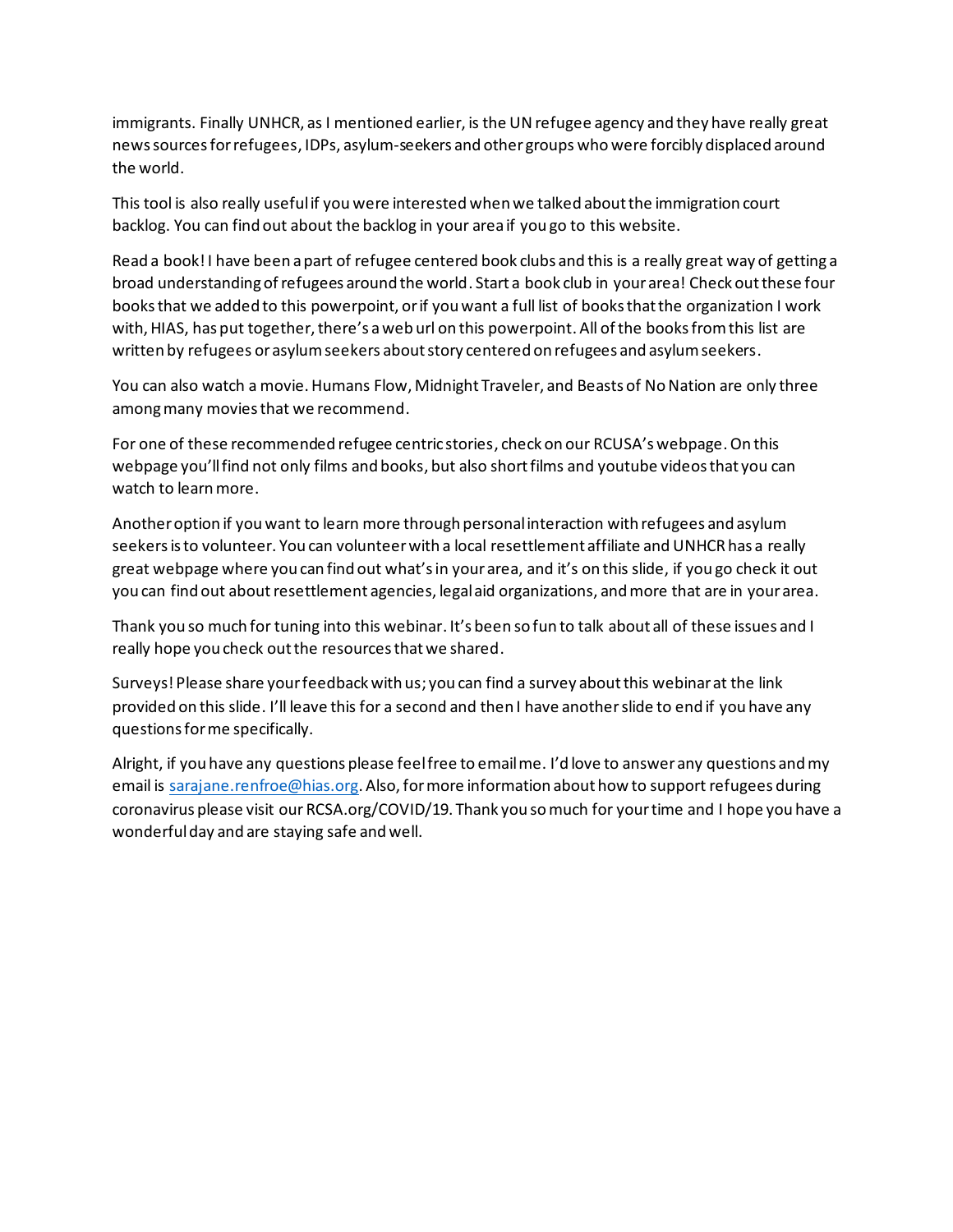immigrants. Finally UNHCR, as I mentioned earlier, is the UN refugee agency and they have really great news sources for refugees, IDPs, asylum-seekers and other groups who were forcibly displaced around the world.

This tool is also really useful if you were interested when we talked about the immigration court backlog. You can find out about the backlog in your area if you go to this website.

Read a book! I have been a part of refugee centered book clubs and this is a really great way of getting a broad understanding of refugees around the world. Start a book club in your area! Check out these four books that we added to this powerpoint, or if you want a full list of books that the organization I work with, HIAS, has put together, there's a web url on this powerpoint. All of the books from this list are written by refugees or asylum seekers about story centered on refugees and asylum seekers.

You can also watch a movie. Humans Flow, Midnight Traveler, and Beasts of No Nation are only three among many movies that we recommend.

For one of these recommended refugee centric stories, check on our RCUSA's webpage. On this webpage you'll find not only films and books, but also short films and youtube videos that you can watch to learn more.

Another option if you want to learn more through personal interaction with refugees and asylum seekers is to volunteer. You can volunteer with a local resettlement affiliate and UNHCR has a really great webpage where you can find out what's in your area, and it's on this slide, if you go check it out you can find out about resettlement agencies, legal aid organizations, and more that are in your area.

Thank you so much for tuning into this webinar. It's been so fun to talk about all of these issues and I really hope you check out the resources that we shared.

Surveys! Please share your feedback with us; you can find a survey about this webinar at the link provided on this slide. I'll leave this for a second and then I have another slide to end if you have any questions for me specifically.

Alright, if you have any questions please feel free to email me. I'd love to answer any questions and my email is [sarajane.renfroe@hias.org](mailto:sarajane.renfroe@hias.org). Also, for more information about how to support refugees during coronavirus please visit our RCSA.org/COVID/19. Thank you so much for your time and I hope you have a wonderful day and are staying safe and well.